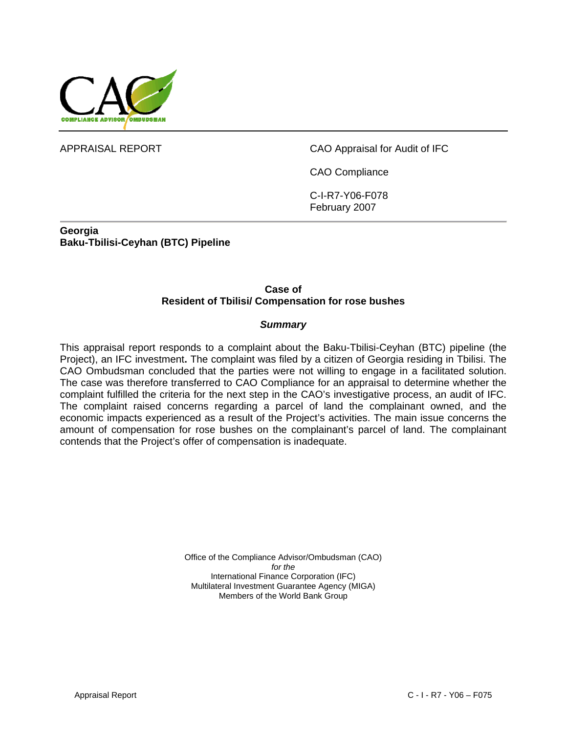APPRAISAL REPORT

CAO Appraisal for Audit of IFC

CAO Compliance

C-I-R7-Y06-F078
February 2007

**Georgia**
**Baku-Tbilisi-Ceyhan (BTC) Pipeline**

**Case of**
**Resident of Tbilisi/ Compensation for rose bushes**

***Summary***

This appraisal report responds to a complaint about the Baku-Tbilisi-Ceyhan (BTC) pipeline (the Project), an IFC investment**.** The complaint was filed by a citizen of Georgia residing in Tbilisi. The CAO Ombudsman concluded that the parties were not willing to engage in a facilitated solution. The case was therefore transferred to CAO Compliance for an appraisal to determine whether the complaint fulfilled the criteria for the next step in the CAO's investigative process, an audit of IFC. The complaint raised concerns regarding a parcel of land the complainant owned, and the economic impacts experienced as a result of the Project's activities. The main issue concerns the amount of compensation for rose bushes on the complainant's parcel of land. The complainant contends that the Project's offer of compensation is inadequate.

Office of the Compliance Advisor/Ombudsman (CAO)
*for the*
International Finance Corporation (IFC)
Multilateral Investment Guarantee Agency (MIGA)
Members of the World Bank Group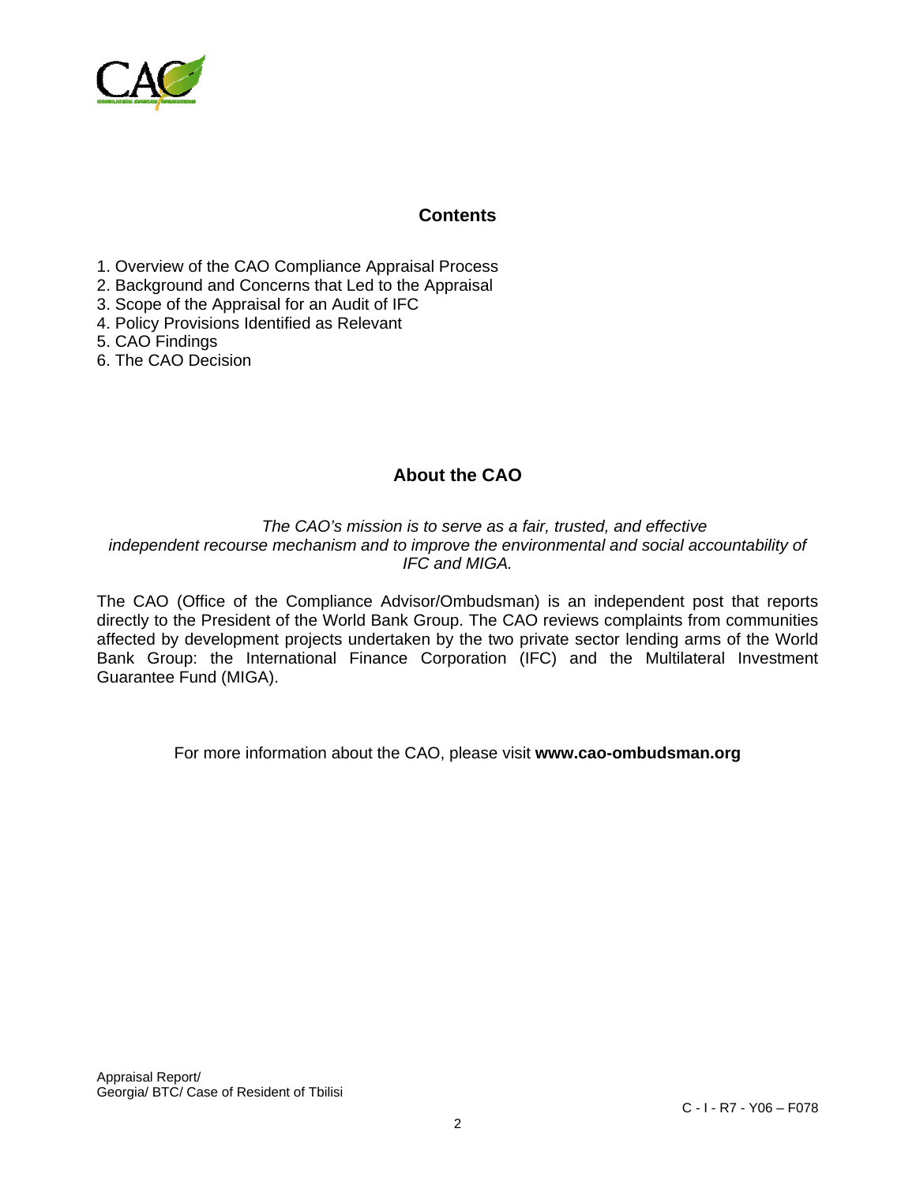## Contents

1. Overview of the CAO Compliance Appraisal Process
2. Background and Concerns that Led to the Appraisal
3. Scope of the Appraisal for an Audit of IFC
4. Policy Provisions Identified as Relevant
5. CAO Findings
6. The CAO Decision

## About the CAO

*The CAO's mission is to serve as a fair, trusted, and effective independent recourse mechanism and to improve the environmental and social accountability of IFC and MIGA.*

The CAO (Office of the Compliance Advisor/Ombudsman) is an independent post that reports directly to the President of the World Bank Group. The CAO reviews complaints from communities affected by development projects undertaken by the two private sector lending arms of the World Bank Group: the International Finance Corporation (IFC) and the Multilateral Investment Guarantee Fund (MIGA).

For more information about the CAO, please visit **www.cao-ombudsman.org**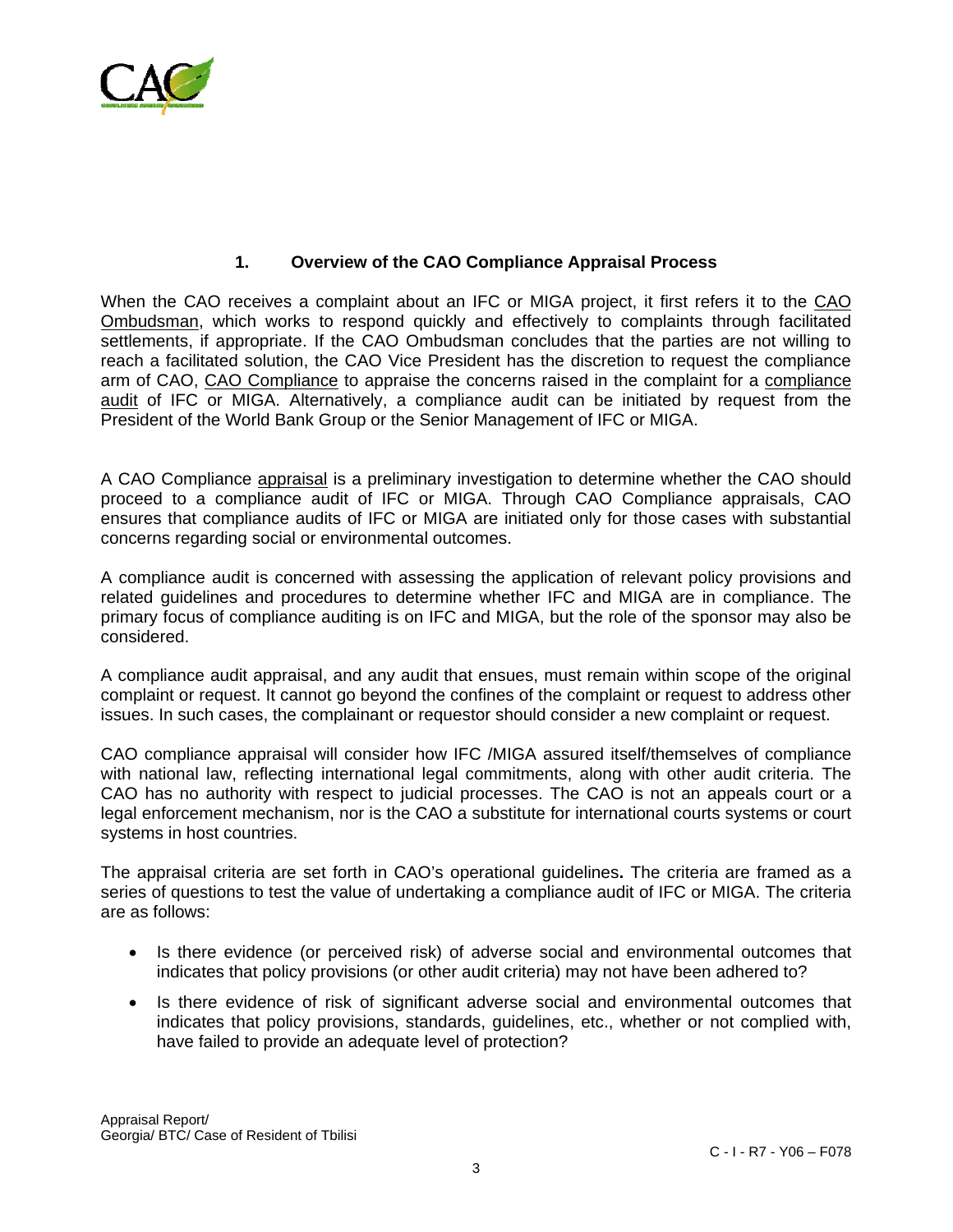## 1. Overview of the CAO Compliance Appraisal Process

When the CAO receives a complaint about an IFC or MIGA project, it first refers it to the CAO Ombudsman, which works to respond quickly and effectively to complaints through facilitated settlements, if appropriate. If the CAO Ombudsman concludes that the parties are not willing to reach a facilitated solution, the CAO Vice President has the discretion to request the compliance arm of CAO, CAO Compliance to appraise the concerns raised in the complaint for a compliance audit of IFC or MIGA. Alternatively, a compliance audit can be initiated by request from the President of the World Bank Group or the Senior Management of IFC or MIGA.

A CAO Compliance appraisal is a preliminary investigation to determine whether the CAO should proceed to a compliance audit of IFC or MIGA. Through CAO Compliance appraisals, CAO ensures that compliance audits of IFC or MIGA are initiated only for those cases with substantial concerns regarding social or environmental outcomes.

A compliance audit is concerned with assessing the application of relevant policy provisions and related guidelines and procedures to determine whether IFC and MIGA are in compliance. The primary focus of compliance auditing is on IFC and MIGA, but the role of the sponsor may also be considered.

A compliance audit appraisal, and any audit that ensues, must remain within scope of the original complaint or request. It cannot go beyond the confines of the complaint or request to address other issues. In such cases, the complainant or requestor should consider a new complaint or request.

CAO compliance appraisal will consider how IFC /MIGA assured itself/themselves of compliance with national law, reflecting international legal commitments, along with other audit criteria. The CAO has no authority with respect to judicial processes. The CAO is not an appeals court or a legal enforcement mechanism, nor is the CAO a substitute for international courts systems or court systems in host countries.

The appraisal criteria are set forth in CAO's operational guidelines**.** The criteria are framed as a series of questions to test the value of undertaking a compliance audit of IFC or MIGA. The criteria are as follows:

- Is there evidence (or perceived risk) of adverse social and environmental outcomes that indicates that policy provisions (or other audit criteria) may not have been adhered to?
- Is there evidence of risk of significant adverse social and environmental outcomes that indicates that policy provisions, standards, guidelines, etc., whether or not complied with, have failed to provide an adequate level of protection?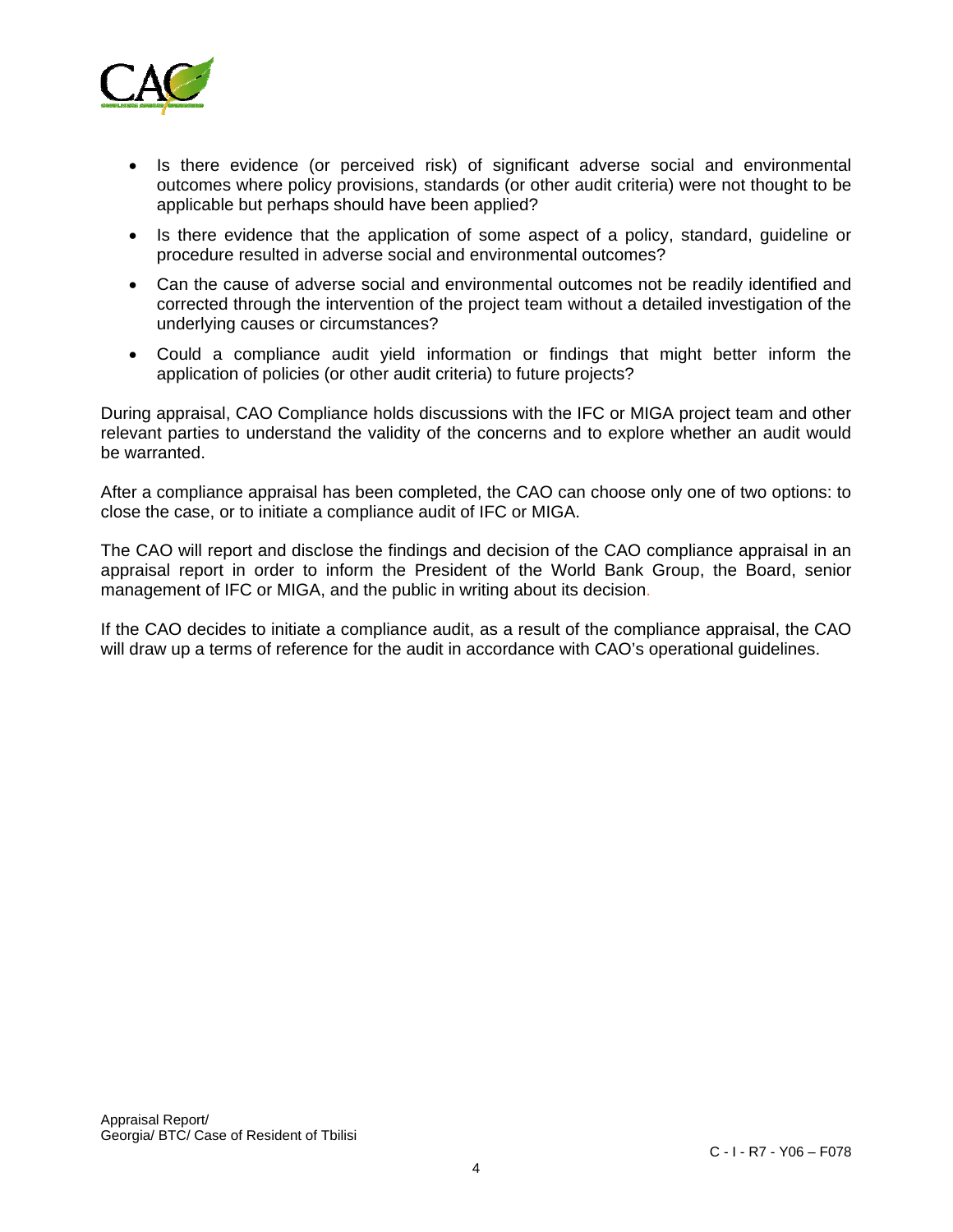- Is there evidence (or perceived risk) of significant adverse social and environmental outcomes where policy provisions, standards (or other audit criteria) were not thought to be applicable but perhaps should have been applied?
- Is there evidence that the application of some aspect of a policy, standard, guideline or procedure resulted in adverse social and environmental outcomes?
- Can the cause of adverse social and environmental outcomes not be readily identified and corrected through the intervention of the project team without a detailed investigation of the underlying causes or circumstances?
- Could a compliance audit yield information or findings that might better inform the application of policies (or other audit criteria) to future projects?

During appraisal, CAO Compliance holds discussions with the IFC or MIGA project team and other relevant parties to understand the validity of the concerns and to explore whether an audit would be warranted.

After a compliance appraisal has been completed, the CAO can choose only one of two options: to close the case, or to initiate a compliance audit of IFC or MIGA.

The CAO will report and disclose the findings and decision of the CAO compliance appraisal in an appraisal report in order to inform the President of the World Bank Group, the Board, senior management of IFC or MIGA, and the public in writing about its decision.

If the CAO decides to initiate a compliance audit, as a result of the compliance appraisal, the CAO will draw up a terms of reference for the audit in accordance with CAO's operational guidelines.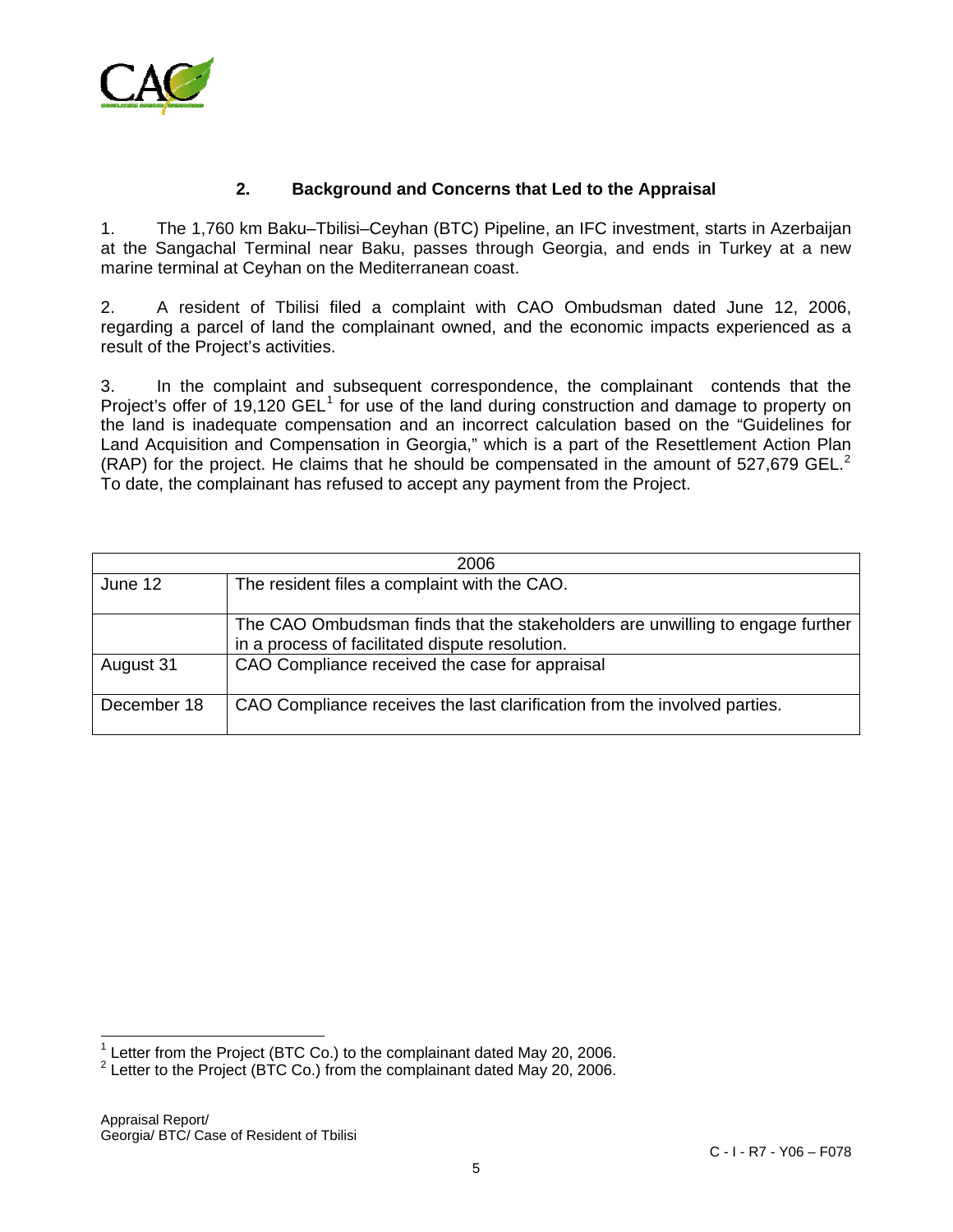## 2. Background and Concerns that Led to the Appraisal

1. The 1,760 km Baku–Tbilisi–Ceyhan (BTC) Pipeline, an IFC investment, starts in Azerbaijan at the Sangachal Terminal near Baku, passes through Georgia, and ends in Turkey at a new marine terminal at Ceyhan on the Mediterranean coast.

2. A resident of Tbilisi filed a complaint with CAO Ombudsman dated June 12, 2006, regarding a parcel of land the complainant owned, and the economic impacts experienced as a result of the Project's activities.

3. In the complaint and subsequent correspondence, the complainant contends that the Project's offer of 19,120 GEL[1] for use of the land during construction and damage to property on the land is inadequate compensation and an incorrect calculation based on the "Guidelines for Land Acquisition and Compensation in Georgia," which is a part of the Resettlement Action Plan (RAP) for the project. He claims that he should be compensated in the amount of 527,679 GEL.[2] To date, the complainant has refused to accept any payment from the Project.

| 2006 | |
|---|---|
| June 12 | The resident files a complaint with the CAO. |
| | The CAO Ombudsman finds that the stakeholders are unwilling to engage further in a process of facilitated dispute resolution. |
| August 31 | CAO Compliance received the case for appraisal |
| December 18 | CAO Compliance receives the last clarification from the involved parties. |

---

[1] Letter from the Project (BTC Co.) to the complainant dated May 20, 2006.

[2] Letter to the Project (BTC Co.) from the complainant dated May 20, 2006.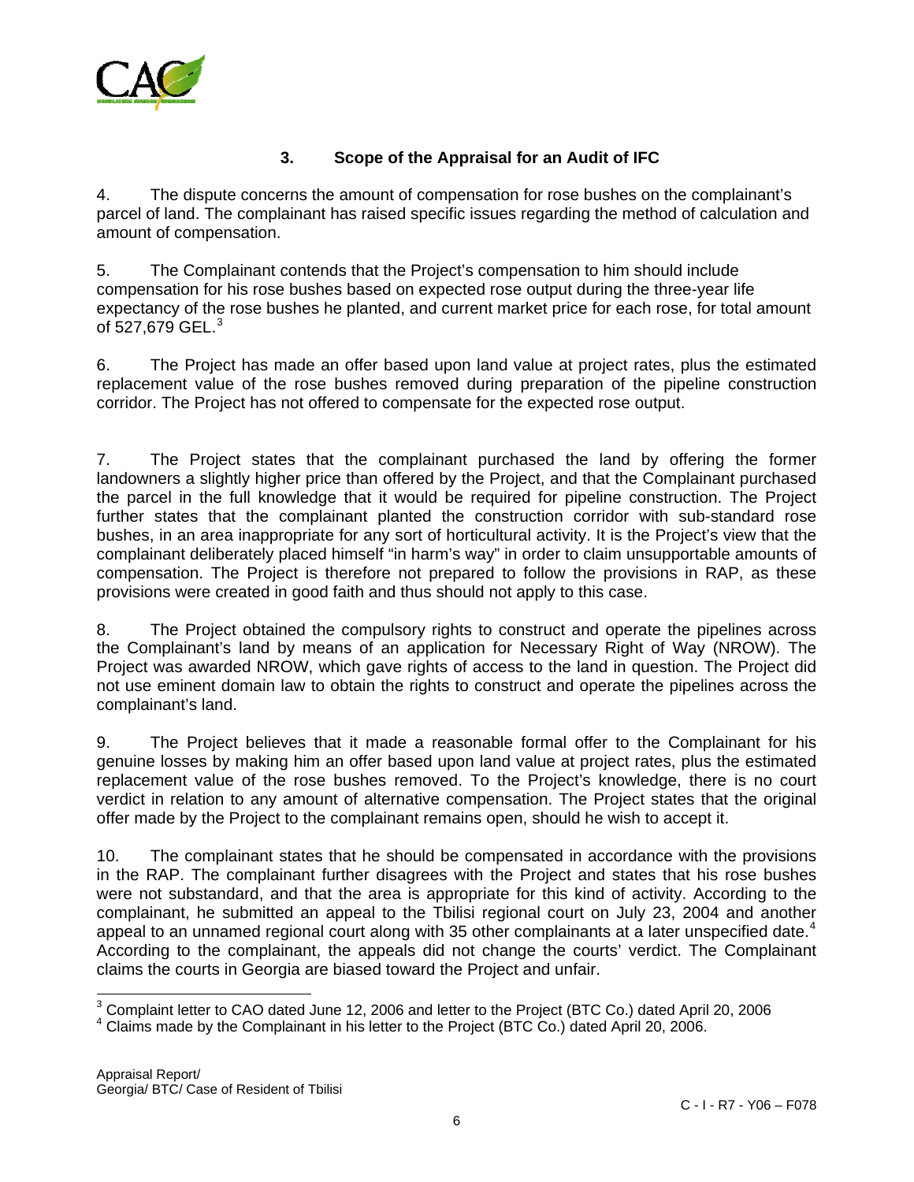## 3. Scope of the Appraisal for an Audit of IFC

4. The dispute concerns the amount of compensation for rose bushes on the complainant's parcel of land. The complainant has raised specific issues regarding the method of calculation and amount of compensation.

5. The Complainant contends that the Project's compensation to him should include compensation for his rose bushes based on expected rose output during the three-year life expectancy of the rose bushes he planted, and current market price for each rose, for total amount of 527,679 GEL.[3]

6. The Project has made an offer based upon land value at project rates, plus the estimated replacement value of the rose bushes removed during preparation of the pipeline construction corridor. The Project has not offered to compensate for the expected rose output.

7. The Project states that the complainant purchased the land by offering the former landowners a slightly higher price than offered by the Project, and that the Complainant purchased the parcel in the full knowledge that it would be required for pipeline construction. The Project further states that the complainant planted the construction corridor with sub-standard rose bushes, in an area inappropriate for any sort of horticultural activity. It is the Project's view that the complainant deliberately placed himself "in harm's way" in order to claim unsupportable amounts of compensation. The Project is therefore not prepared to follow the provisions in RAP, as these provisions were created in good faith and thus should not apply to this case.

8. The Project obtained the compulsory rights to construct and operate the pipelines across the Complainant's land by means of an application for Necessary Right of Way (NROW). The Project was awarded NROW, which gave rights of access to the land in question. The Project did not use eminent domain law to obtain the rights to construct and operate the pipelines across the complainant's land.

9. The Project believes that it made a reasonable formal offer to the Complainant for his genuine losses by making him an offer based upon land value at project rates, plus the estimated replacement value of the rose bushes removed. To the Project's knowledge, there is no court verdict in relation to any amount of alternative compensation. The Project states that the original offer made by the Project to the complainant remains open, should he wish to accept it.

10. The complainant states that he should be compensated in accordance with the provisions in the RAP. The complainant further disagrees with the Project and states that his rose bushes were not substandard, and that the area is appropriate for this kind of activity. According to the complainant, he submitted an appeal to the Tbilisi regional court on July 23, 2004 and another appeal to an unnamed regional court along with 35 other complainants at a later unspecified date.[4] According to the complainant, the appeals did not change the courts' verdict. The Complainant claims the courts in Georgia are biased toward the Project and unfair.

---

[3] Complaint letter to CAO dated June 12, 2006 and letter to the Project (BTC Co.) dated April 20, 2006

[4] Claims made by the Complainant in his letter to the Project (BTC Co.) dated April 20, 2006.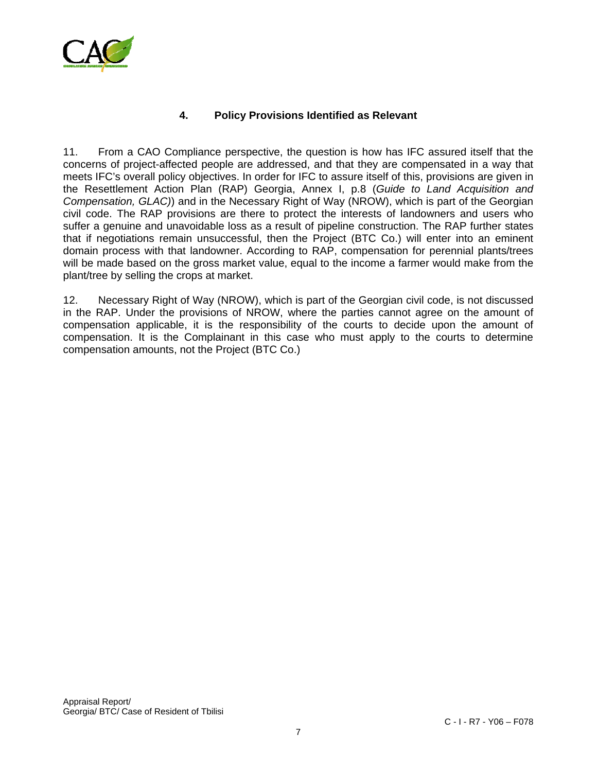## 4. Policy Provisions Identified as Relevant

11. From a CAO Compliance perspective, the question is how has IFC assured itself that the concerns of project-affected people are addressed, and that they are compensated in a way that meets IFC's overall policy objectives. In order for IFC to assure itself of this, provisions are given in the Resettlement Action Plan (RAP) Georgia, Annex I, p.8 (*Guide to Land Acquisition and Compensation, GLAC)*) and in the Necessary Right of Way (NROW), which is part of the Georgian civil code. The RAP provisions are there to protect the interests of landowners and users who suffer a genuine and unavoidable loss as a result of pipeline construction. The RAP further states that if negotiations remain unsuccessful, then the Project (BTC Co.) will enter into an eminent domain process with that landowner. According to RAP, compensation for perennial plants/trees will be made based on the gross market value, equal to the income a farmer would make from the plant/tree by selling the crops at market.

12. Necessary Right of Way (NROW), which is part of the Georgian civil code, is not discussed in the RAP. Under the provisions of NROW, where the parties cannot agree on the amount of compensation applicable, it is the responsibility of the courts to decide upon the amount of compensation. It is the Complainant in this case who must apply to the courts to determine compensation amounts, not the Project (BTC Co.)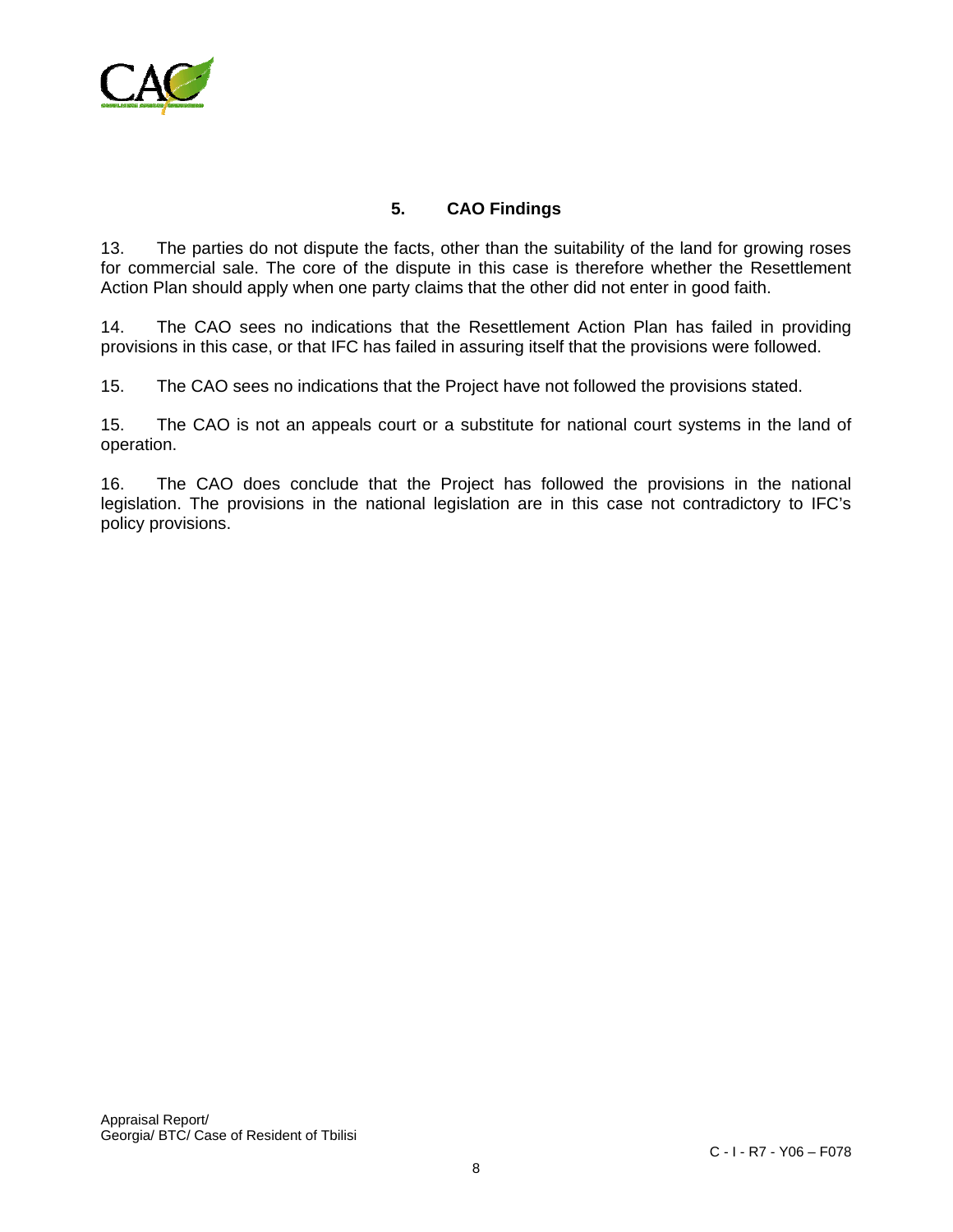## 5. CAO Findings

13. The parties do not dispute the facts, other than the suitability of the land for growing roses for commercial sale. The core of the dispute in this case is therefore whether the Resettlement Action Plan should apply when one party claims that the other did not enter in good faith.

14. The CAO sees no indications that the Resettlement Action Plan has failed in providing provisions in this case, or that IFC has failed in assuring itself that the provisions were followed.

15. The CAO sees no indications that the Project have not followed the provisions stated.

15. The CAO is not an appeals court or a substitute for national court systems in the land of operation.

16. The CAO does conclude that the Project has followed the provisions in the national legislation. The provisions in the national legislation are in this case not contradictory to IFC's policy provisions.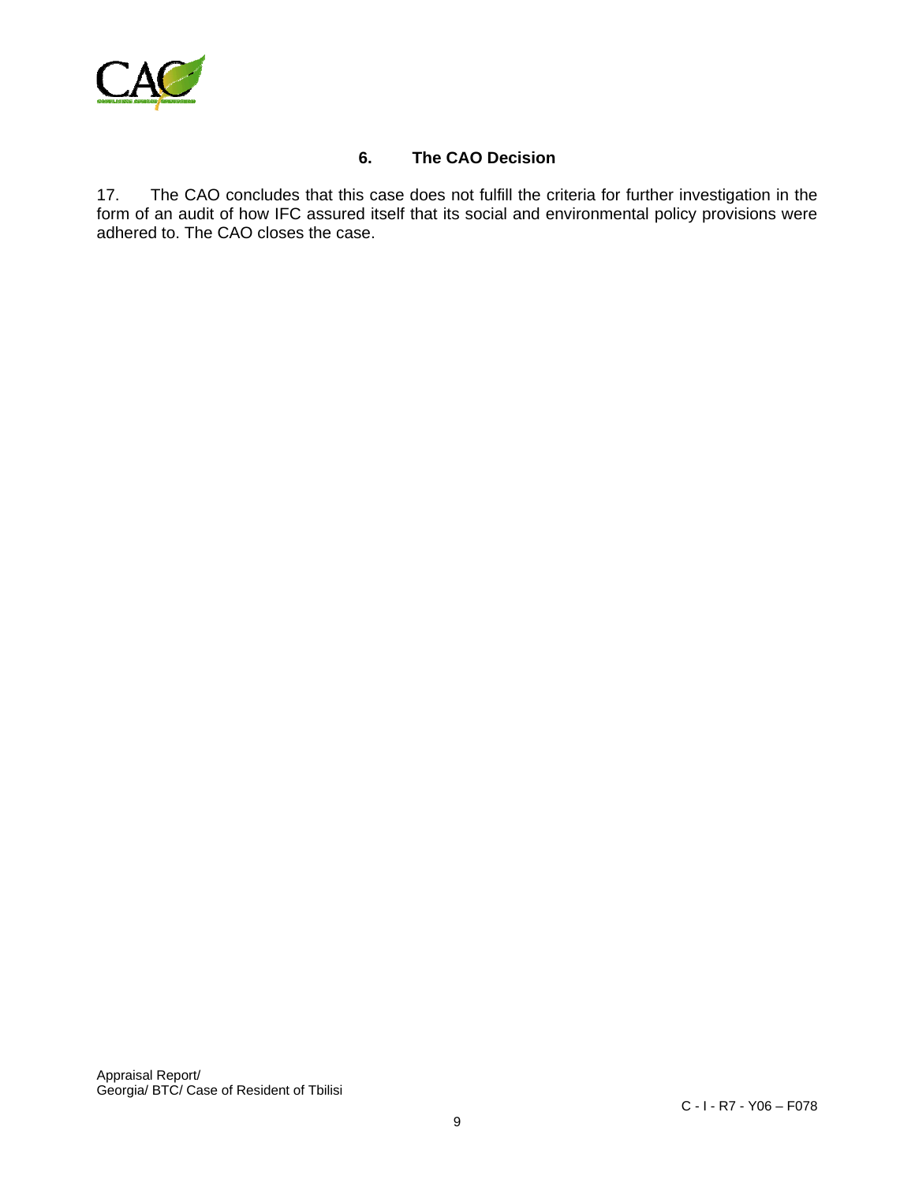## 6. The CAO Decision

17. The CAO concludes that this case does not fulfill the criteria for further investigation in the form of an audit of how IFC assured itself that its social and environmental policy provisions were adhered to. The CAO closes the case.